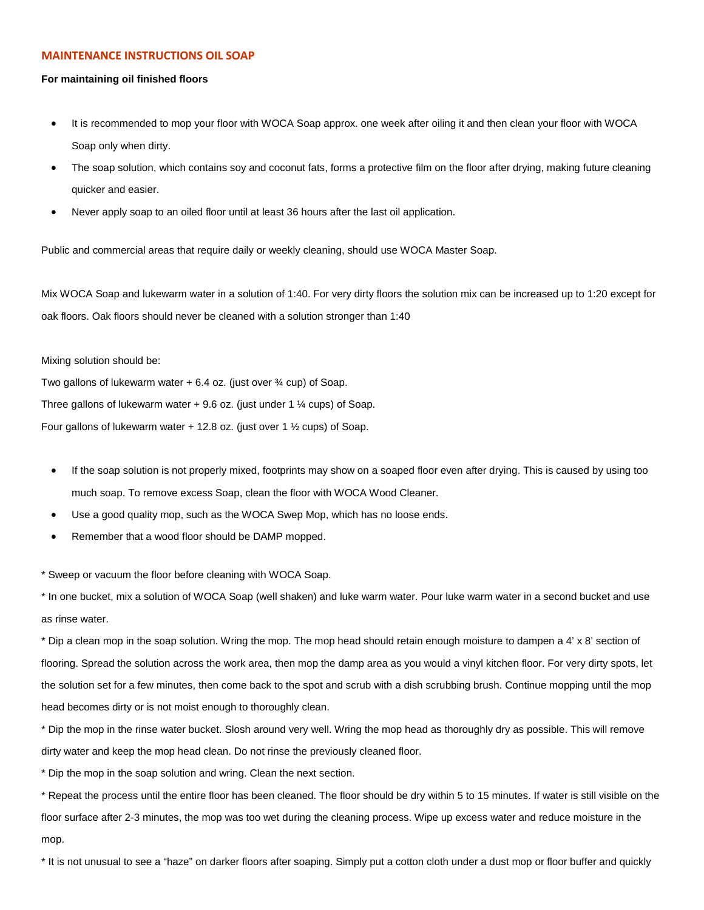## MAINTENANCE INSTRUCTIONS OIL SOAP

**For maintaining oil finished floors**

- It is recommended to mop your floor with WOCA Soap approx. one week after oiling it and then clean your floor with WOCA Soap only when dirty.
- The soap solution, which contains soy and coconut fats, forms a protective film on the floor after drying, making future cleaning quicker and easier.
- Never apply soap to an oiled floor until at least 36 hours after the last oil application.

Public and commercial areas that require daily or weekly cleaning, should use WOCA Master Soap.

Mix WOCA Soap and lukewarm water in a solution of 1:40. For very dirty floors the solution mix can be increased up to 1:20 except for oak floors. Oak floors should never be cleaned with a solution stronger than 1:40

Mixing solution should be:

Two gallons of lukewarm water + 6.4 oz. (just over ¾ cup) of Soap.

Three gallons of lukewarm water + 9.6 oz. (just under 1 ¼ cups) of Soap.

Four gallons of lukewarm water + 12.8 oz. (just over 1 ½ cups) of Soap.

- If the soap solution is not properly mixed, footprints may show on a soaped floor even after drying. This is caused by using too much soap. To remove excess Soap, clean the floor with WOCA Wood Cleaner.
- Use a good quality mop, such as the WOCA Swep Mop, which has no loose ends.
- Remember that a wood floor should be DAMP mopped.

* Sweep or vacuum the floor before cleaning with WOCA Soap.

* In one bucket, mix a solution of WOCA Soap (well shaken) and luke warm water. Pour luke warm water in a second bucket and use as rinse water.

* Dip a clean mop in the soap solution. Wring the mop. The mop head should retain enough moisture to dampen a 4' x 8' section of flooring. Spread the solution across the work area, then mop the damp area as you would a vinyl kitchen floor. For very dirty spots, let the solution set for a few minutes, then come back to the spot and scrub with a dish scrubbing brush. Continue mopping until the mop head becomes dirty or is not moist enough to thoroughly clean.

* Dip the mop in the rinse water bucket. Slosh around very well. Wring the mop head as thoroughly dry as possible. This will remove dirty water and keep the mop head clean. Do not rinse the previously cleaned floor.

* Dip the mop in the soap solution and wring. Clean the next section.

* Repeat the process until the entire floor has been cleaned. The floor should be dry within 5 to 15 minutes. If water is still visible on the floor surface after 2-3 minutes, the mop was too wet during the cleaning process. Wipe up excess water and reduce moisture in the mop.

* It is not unusual to see a "haze" on darker floors after soaping. Simply put a cotton cloth under a dust mop or floor buffer and quickly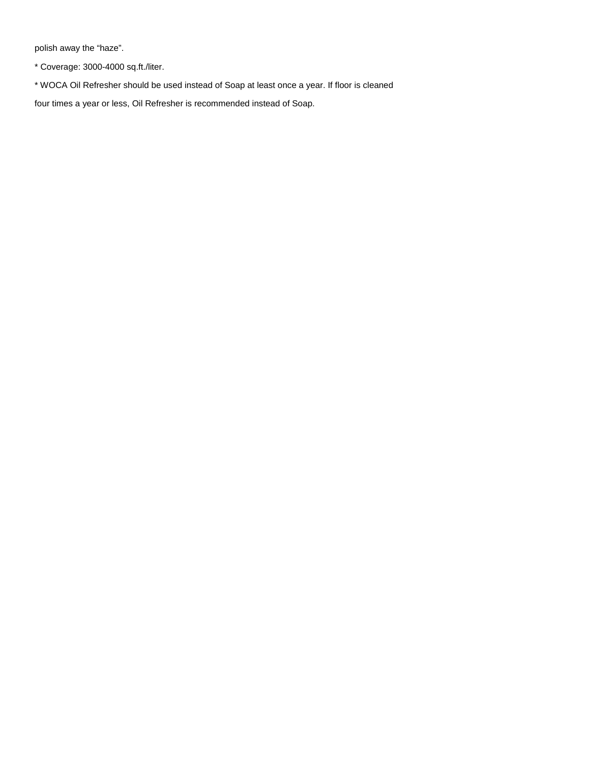polish away the “haze”.

* Coverage: 3000-4000 sq.ft./liter.

* WOCA Oil Refresher should be used instead of Soap at least once a year. If floor is cleaned four times a year or less, Oil Refresher is recommended instead of Soap.